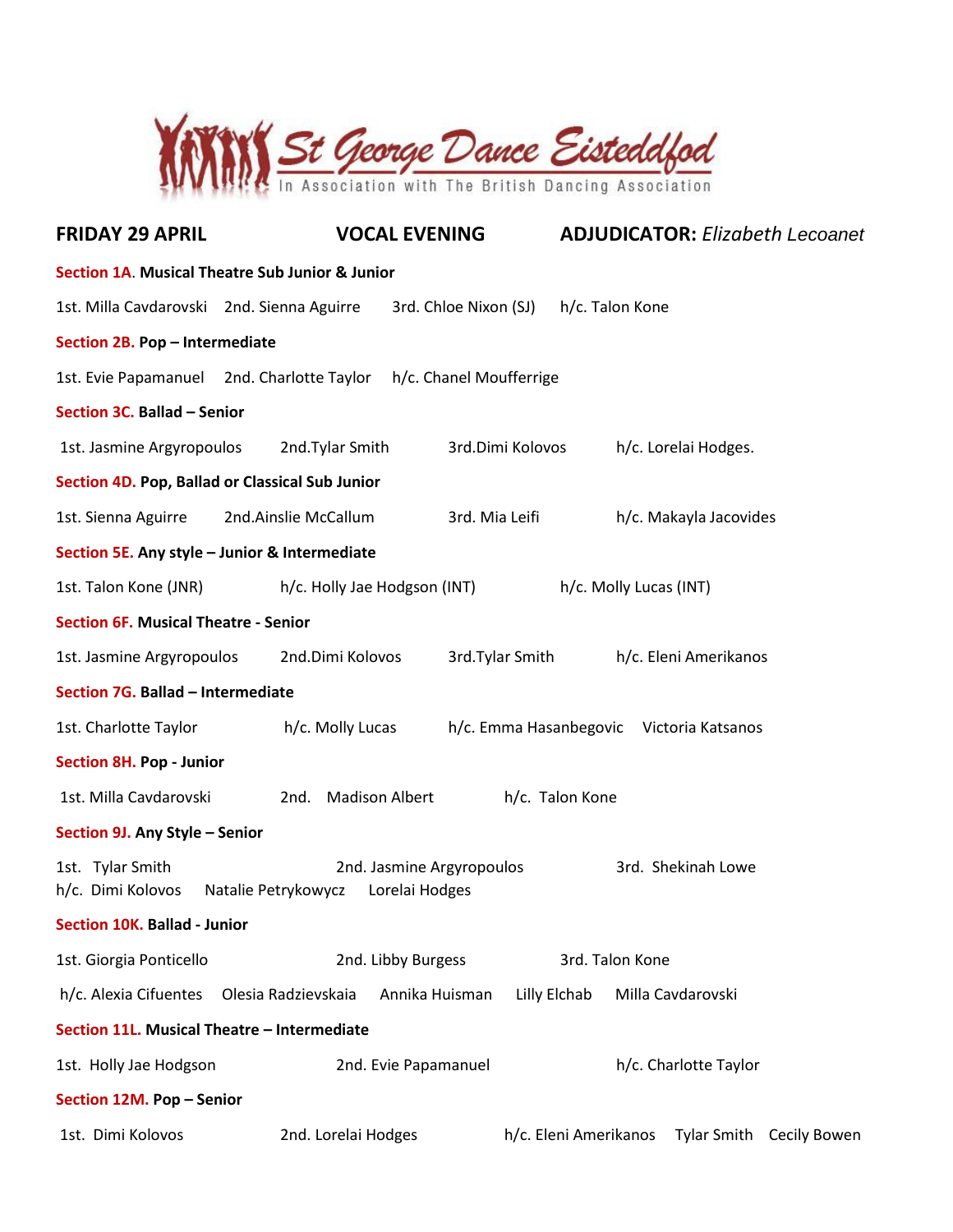# St George Dance Eisteddfod

In Association with The British Dancing Association

**FRIDAY 29 APRIL** **VOCAL EVENING** **ADJUDICATOR:** *Elizabeth Lecoanet*

**Section 1A. Musical Theatre Sub Junior & Junior**

1st. Milla Cavdarovski 2nd. Sienna Aguirre 3rd. Chloe Nixon (SJ) h/c. Talon Kone

**Section 2B. Pop – Intermediate**

1st. Evie Papamanuel 2nd. Charlotte Taylor h/c. Chanel Moufferrige

**Section 3C. Ballad – Senior**

1st. Jasmine Argyropoulos 2nd.Tylar Smith 3rd.Dimi Kolovos h/c. Lorelai Hodges.

**Section 4D. Pop, Ballad or Classical Sub Junior**

1st. Sienna Aguirre 2nd.Ainslie McCallum 3rd. Mia Leifi h/c. Makayla Jacovides

**Section 5E. Any style – Junior & Intermediate**

1st. Talon Kone (JNR) h/c. Holly Jae Hodgson (INT) h/c. Molly Lucas (INT)

**Section 6F. Musical Theatre - Senior**

1st. Jasmine Argyropoulos 2nd.Dimi Kolovos 3rd.Tylar Smith h/c. Eleni Amerikanos

**Section 7G. Ballad – Intermediate**

1st. Charlotte Taylor h/c. Molly Lucas h/c. Emma Hasanbegovic Victoria Katsanos

**Section 8H. Pop - Junior**

1st. Milla Cavdarovski 2nd. Madison Albert h/c. Talon Kone

**Section 9J. Any Style – Senior**

1st. Tylar Smith 2nd. Jasmine Argyropoulos 3rd. Shekinah Lowe
h/c. Dimi Kolovos Natalie Petrykowycz Lorelai Hodges

**Section 10K. Ballad - Junior**

1st. Giorgia Ponticello 2nd. Libby Burgess 3rd. Talon Kone

h/c. Alexia Cifuentes Olesia Radzievskaia Annika Huisman Lilly Elchab Milla Cavdarovski

**Section 11L. Musical Theatre – Intermediate**

1st. Holly Jae Hodgson 2nd. Evie Papamanuel h/c. Charlotte Taylor

**Section 12M. Pop – Senior**

1st. Dimi Kolovos 2nd. Lorelai Hodges h/c. Eleni Amerikanos Tylar Smith Cecily Bowen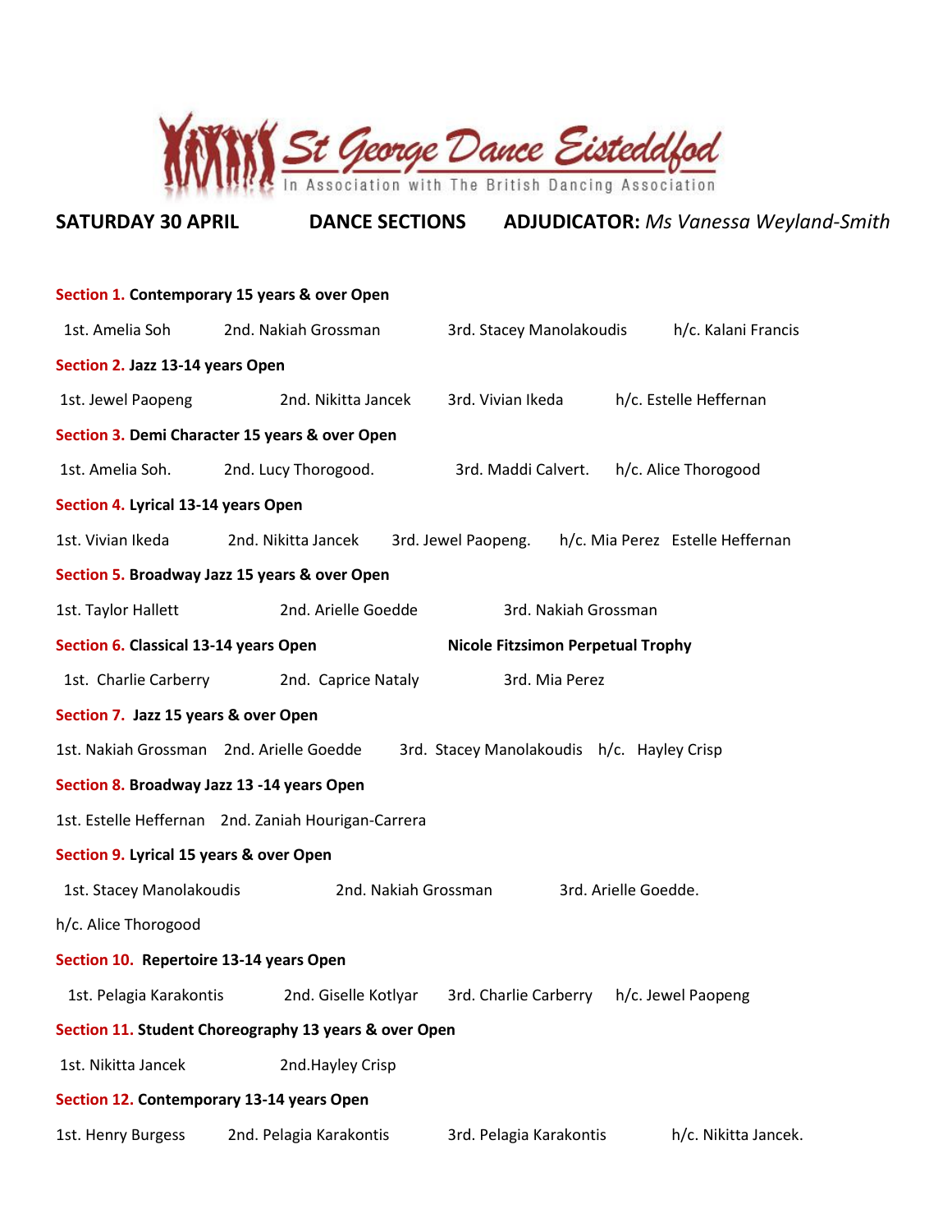# St George Dance Eisteddfod

In Association with The British Dancing Association

**SATURDAY 30 APRIL** **DANCE SECTIONS** **ADJUDICATOR:** *Ms Vanessa Weyland-Smith*

**Section 1. Contemporary 15 years & over Open**

1st. Amelia Soh 2nd. Nakiah Grossman 3rd. Stacey Manolakoudis h/c. Kalani Francis

**Section 2. Jazz 13-14 years Open**

1st. Jewel Paopeng 2nd. Nikitta Jancek 3rd. Vivian Ikeda h/c. Estelle Heffernan

**Section 3. Demi Character 15 years & over Open**

1st. Amelia Soh. 2nd. Lucy Thorogood. 3rd. Maddi Calvert. h/c. Alice Thorogood

**Section 4. Lyrical 13-14 years Open**

1st. Vivian Ikeda 2nd. Nikitta Jancek 3rd. Jewel Paopeng. h/c. Mia Perez Estelle Heffernan

**Section 5. Broadway Jazz 15 years & over Open**

1st. Taylor Hallett 2nd. Arielle Goedde 3rd. Nakiah Grossman

**Section 6. Classical 13-14 years Open** **Nicole Fitzsimon Perpetual Trophy**

1st. Charlie Carberry 2nd. Caprice Nataly 3rd. Mia Perez

**Section 7. Jazz 15 years & over Open**

1st. Nakiah Grossman 2nd. Arielle Goedde 3rd. Stacey Manolakoudis h/c. Hayley Crisp

**Section 8. Broadway Jazz 13 -14 years Open**

1st. Estelle Heffernan 2nd. Zaniah Hourigan-Carrera

**Section 9. Lyrical 15 years & over Open**

1st. Stacey Manolakoudis 2nd. Nakiah Grossman 3rd. Arielle Goedde.

h/c. Alice Thorogood

**Section 10. Repertoire 13-14 years Open**

1st. Pelagia Karakontis 2nd. Giselle Kotlyar 3rd. Charlie Carberry h/c. Jewel Paopeng

**Section 11. Student Choreography 13 years & over Open**

1st. Nikitta Jancek 2nd.Hayley Crisp

**Section 12. Contemporary 13-14 years Open**

1st. Henry Burgess 2nd. Pelagia Karakontis 3rd. Pelagia Karakontis h/c. Nikitta Jancek.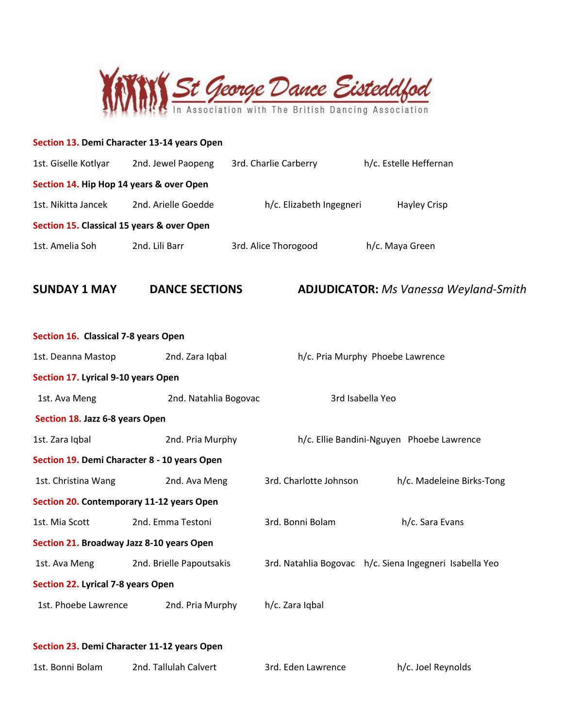St George Dance Eisteddfod

In Association with The British Dancing Association

**Section 13. Demi Character 13-14 years Open**

1st. Giselle Kotlyar 2nd. Jewel Paopeng 3rd. Charlie Carberry h/c. Estelle Heffernan

**Section 14. Hip Hop 14 years & over Open**

1st. Nikitta Jancek 2nd. Arielle Goedde h/c. Elizabeth Ingegneri Hayley Crisp

**Section 15. Classical 15 years & over Open**

1st. Amelia Soh 2nd. Lili Barr 3rd. Alice Thorogood h/c. Maya Green

## SUNDAY 1 MAY DANCE SECTIONS ADJUDICATOR: *Ms Vanessa Weyland-Smith*

**Section 16. Classical 7-8 years Open**

1st. Deanna Mastop 2nd. Zara Iqbal h/c. Pria Murphy Phoebe Lawrence

**Section 17. Lyrical 9-10 years Open**

1st. Ava Meng 2nd. Natahlia Bogovac 3rd Isabella Yeo

**Section 18. Jazz 6-8 years Open**

1st. Zara Iqbal 2nd. Pria Murphy h/c. Ellie Bandini-Nguyen Phoebe Lawrence

**Section 19. Demi Character 8 - 10 years Open**

1st. Christina Wang 2nd. Ava Meng 3rd. Charlotte Johnson h/c. Madeleine Birks-Tong

**Section 20. Contemporary 11-12 years Open**

1st. Mia Scott 2nd. Emma Testoni 3rd. Bonni Bolam h/c. Sara Evans

**Section 21. Broadway Jazz 8-10 years Open**

1st. Ava Meng 2nd. Brielle Papoutsakis 3rd. Natahlia Bogovac h/c. Siena Ingegneri Isabella Yeo

**Section 22. Lyrical 7-8 years Open**

1st. Phoebe Lawrence 2nd. Pria Murphy h/c. Zara Iqbal

**Section 23. Demi Character 11-12 years Open**

1st. Bonni Bolam 2nd. Tallulah Calvert 3rd. Eden Lawrence h/c. Joel Reynolds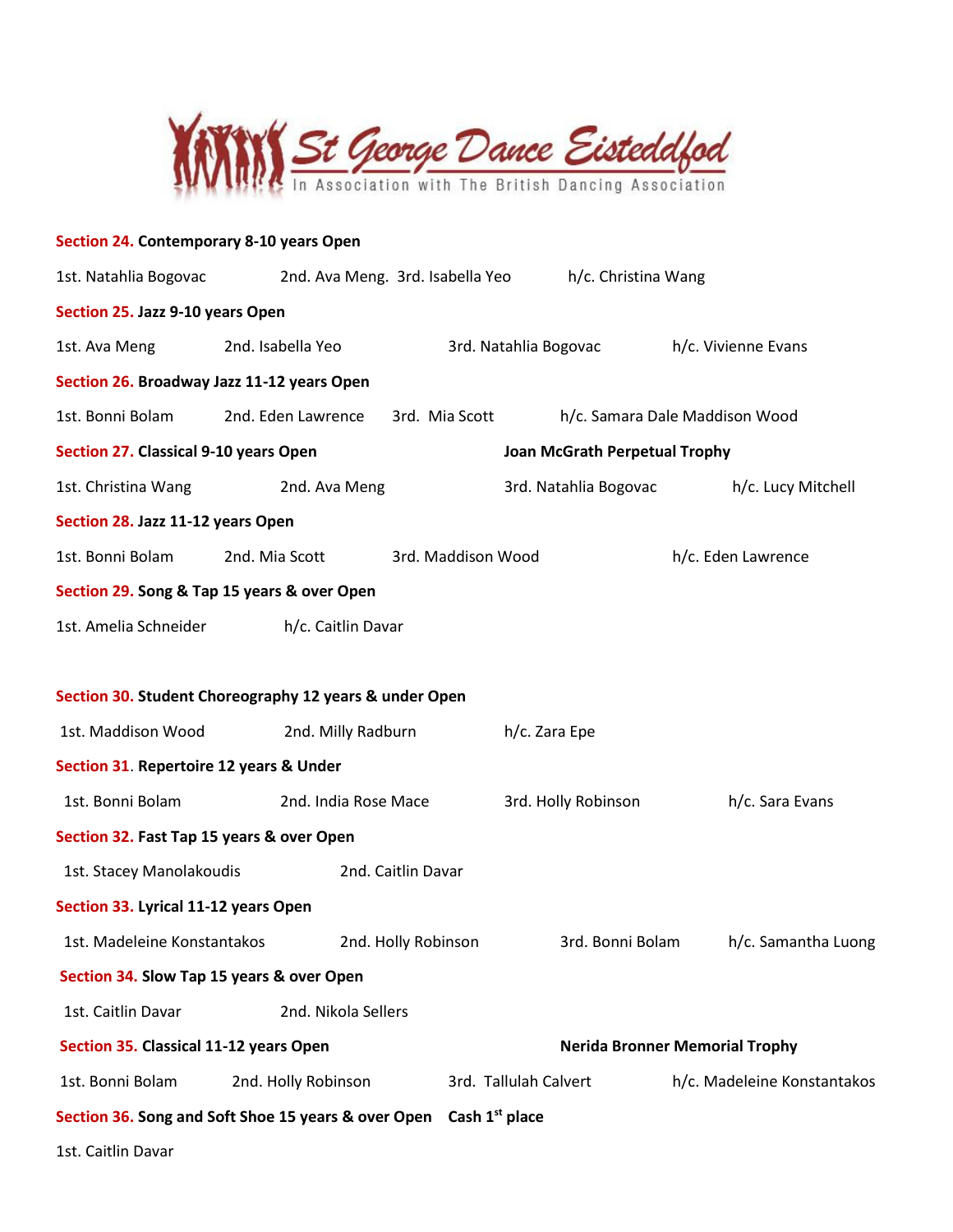**Section 24. Contemporary 8-10 years Open**

1st. Natahlia Bogovac 2nd. Ava Meng. 3rd. Isabella Yeo h/c. Christina Wang

**Section 25. Jazz 9-10 years Open**

1st. Ava Meng 2nd. Isabella Yeo 3rd. Natahlia Bogovac h/c. Vivienne Evans

**Section 26. Broadway Jazz 11-12 years Open**

1st. Bonni Bolam 2nd. Eden Lawrence 3rd. Mia Scott h/c. Samara Dale Maddison Wood

**Section 27. Classical 9-10 years Open** **Joan McGrath Perpetual Trophy**

1st. Christina Wang 2nd. Ava Meng 3rd. Natahlia Bogovac h/c. Lucy Mitchell

**Section 28. Jazz 11-12 years Open**

1st. Bonni Bolam 2nd. Mia Scott 3rd. Maddison Wood h/c. Eden Lawrence

**Section 29. Song & Tap 15 years & over Open**

1st. Amelia Schneider h/c. Caitlin Davar

**Section 30. Student Choreography 12 years & under Open**

1st. Maddison Wood 2nd. Milly Radburn h/c. Zara Epe

**Section 31. Repertoire 12 years & Under**

1st. Bonni Bolam 2nd. India Rose Mace 3rd. Holly Robinson h/c. Sara Evans

**Section 32. Fast Tap 15 years & over Open**

1st. Stacey Manolakoudis 2nd. Caitlin Davar

**Section 33. Lyrical 11-12 years Open**

1st. Madeleine Konstantakos 2nd. Holly Robinson 3rd. Bonni Bolam h/c. Samantha Luong

**Section 34. Slow Tap 15 years & over Open**

1st. Caitlin Davar 2nd. Nikola Sellers

**Section 35. Classical 11-12 years Open** **Nerida Bronner Memorial Trophy**

1st. Bonni Bolam 2nd. Holly Robinson 3rd. Tallulah Calvert h/c. Madeleine Konstantakos

**Section 36. Song and Soft Shoe 15 years & over Open** **Cash 1st place**

1st. Caitlin Davar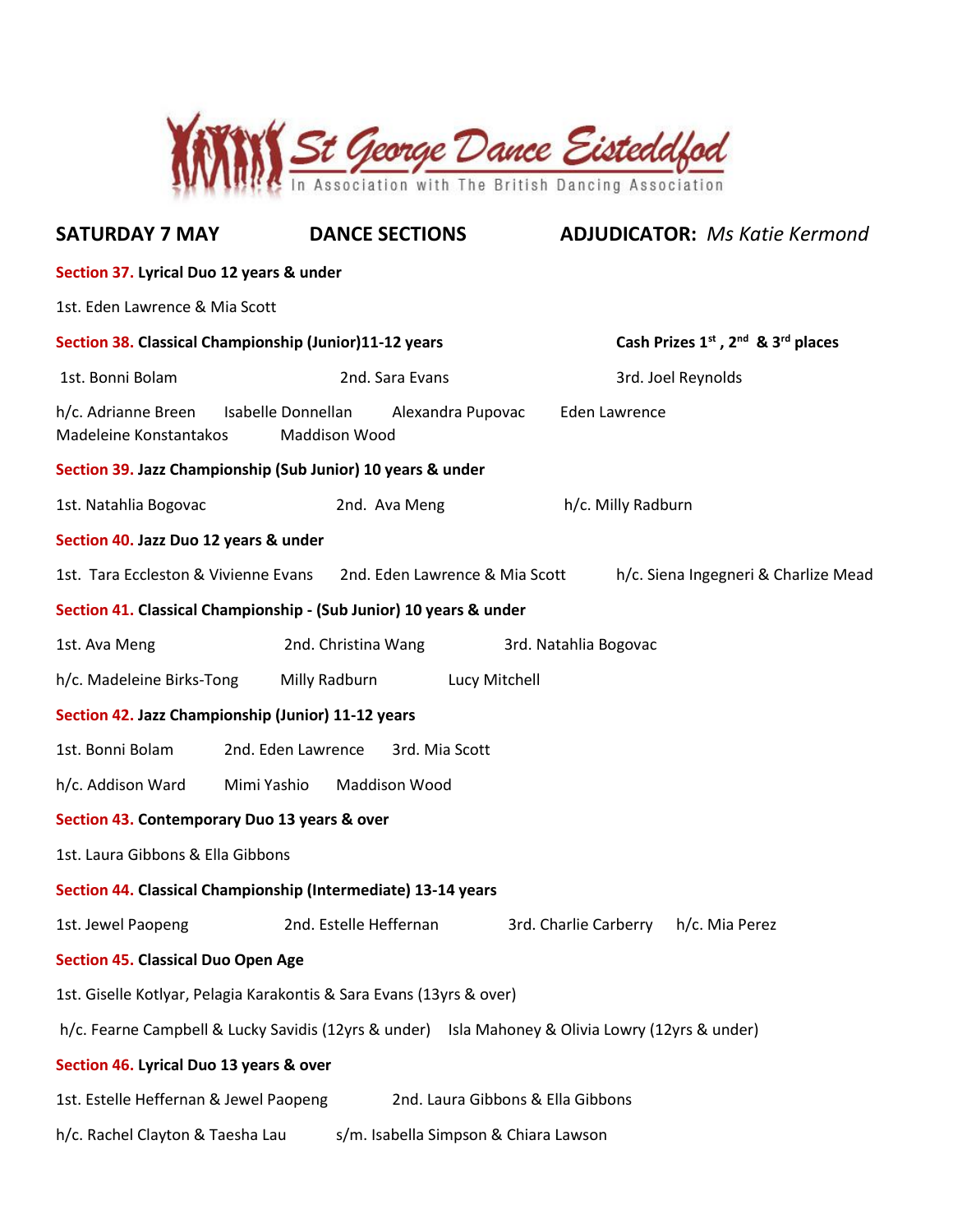# St George Dance Eisteddfod

In Association with The British Dancing Association

**SATURDAY 7 MAY** **DANCE SECTIONS** **ADJUDICATOR:** *Ms Katie Kermond*

**Section 37. Lyrical Duo 12 years & under**

1st. Eden Lawrence & Mia Scott

**Section 38. Classical Championship (Junior)11-12 years** **Cash Prizes 1st , 2nd & 3rd places**

1st. Bonni Bolam 2nd. Sara Evans 3rd. Joel Reynolds

h/c. Adrianne Breen Isabelle Donnellan Alexandra Pupovac Eden Lawrence Madeleine Konstantakos Maddison Wood

**Section 39. Jazz Championship (Sub Junior) 10 years & under**

1st. Natahlia Bogovac 2nd. Ava Meng h/c. Milly Radburn

**Section 40. Jazz Duo 12 years & under**

1st. Tara Eccleston & Vivienne Evans 2nd. Eden Lawrence & Mia Scott h/c. Siena Ingegneri & Charlize Mead

**Section 41. Classical Championship - (Sub Junior) 10 years & under**

1st. Ava Meng 2nd. Christina Wang 3rd. Natahlia Bogovac

h/c. Madeleine Birks-Tong Milly Radburn Lucy Mitchell

**Section 42. Jazz Championship (Junior) 11-12 years**

1st. Bonni Bolam 2nd. Eden Lawrence 3rd. Mia Scott

h/c. Addison Ward Mimi Yashio Maddison Wood

**Section 43. Contemporary Duo 13 years & over**

1st. Laura Gibbons & Ella Gibbons

**Section 44. Classical Championship (Intermediate) 13-14 years**

1st. Jewel Paopeng 2nd. Estelle Heffernan 3rd. Charlie Carberry h/c. Mia Perez

**Section 45. Classical Duo Open Age**

1st. Giselle Kotlyar, Pelagia Karakontis & Sara Evans (13yrs & over)

h/c. Fearne Campbell & Lucky Savidis (12yrs & under) Isla Mahoney & Olivia Lowry (12yrs & under)

**Section 46. Lyrical Duo 13 years & over**

1st. Estelle Heffernan & Jewel Paopeng 2nd. Laura Gibbons & Ella Gibbons

h/c. Rachel Clayton & Taesha Lau s/m. Isabella Simpson & Chiara Lawson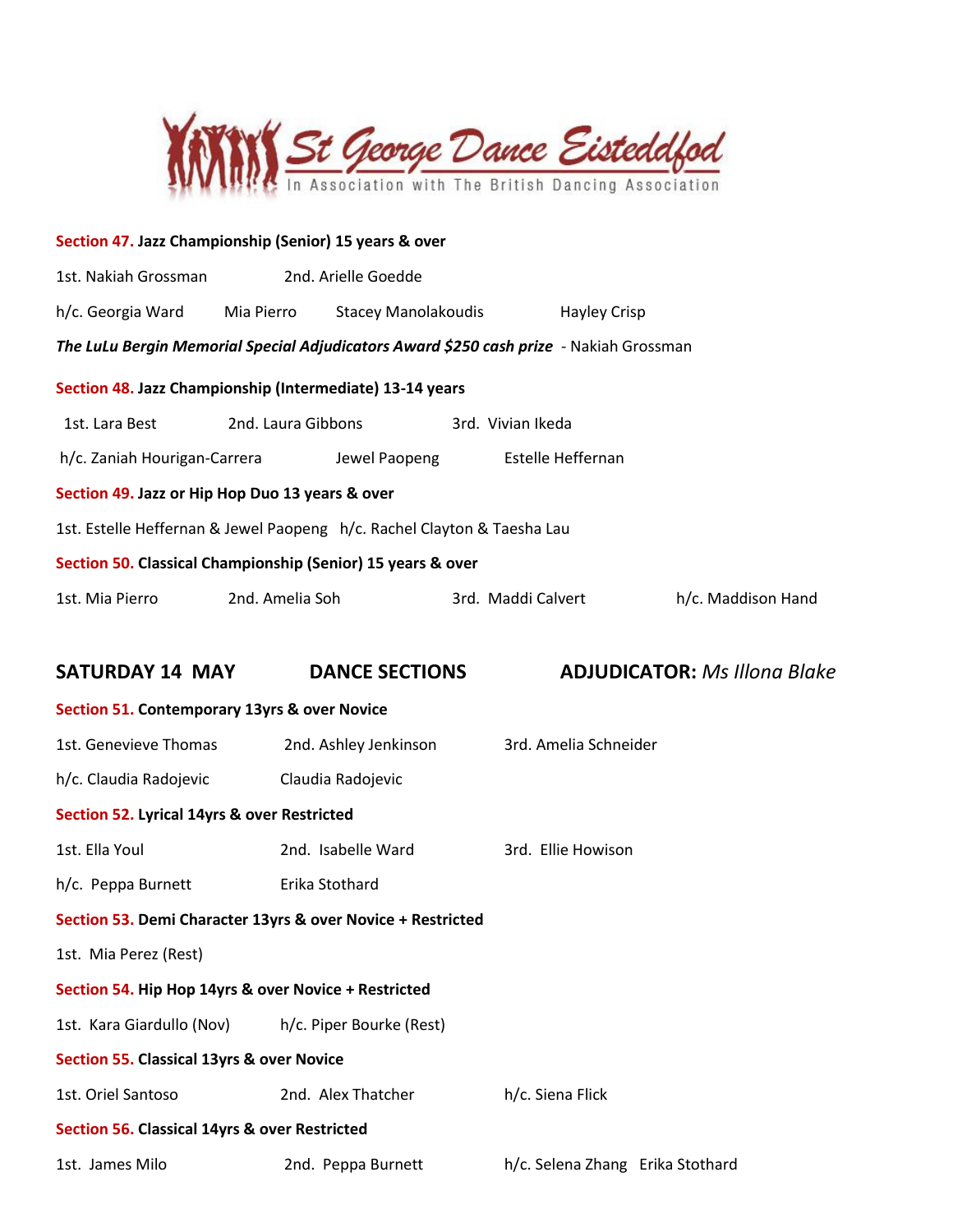# St George Dance Eisteddfod

In Association with The British Dancing Association

**Section 47. Jazz Championship (Senior) 15 years & over**

1st. Nakiah Grossman 2nd. Arielle Goedde

h/c. Georgia Ward Mia Pierro Stacey Manolakoudis Hayley Crisp

***The LuLu Bergin Memorial Special Adjudicators Award $250 cash prize*** - Nakiah Grossman

**Section 48. Jazz Championship (Intermediate) 13-14 years**

1st. Lara Best 2nd. Laura Gibbons 3rd. Vivian Ikeda

h/c. Zaniah Hourigan-Carrera Jewel Paopeng Estelle Heffernan

**Section 49. Jazz or Hip Hop Duo 13 years & over**

1st. Estelle Heffernan & Jewel Paopeng h/c. Rachel Clayton & Taesha Lau

**Section 50. Classical Championship (Senior) 15 years & over**

1st. Mia Pierro 2nd. Amelia Soh 3rd. Maddi Calvert h/c. Maddison Hand

## SATURDAY 14 MAY DANCE SECTIONS ADJUDICATOR: *Ms Illona Blake*

**Section 51. Contemporary 13yrs & over Novice**

1st. Genevieve Thomas 2nd. Ashley Jenkinson 3rd. Amelia Schneider

h/c. Claudia Radojevic Claudia Radojevic

**Section 52. Lyrical 14yrs & over Restricted**

1st. Ella Youl 2nd. Isabelle Ward 3rd. Ellie Howison

h/c. Peppa Burnett Erika Stothard

**Section 53. Demi Character 13yrs & over Novice + Restricted**

1st. Mia Perez (Rest)

**Section 54. Hip Hop 14yrs & over Novice + Restricted**

1st. Kara Giardullo (Nov) h/c. Piper Bourke (Rest)

**Section 55. Classical 13yrs & over Novice**

1st. Oriel Santoso 2nd. Alex Thatcher h/c. Siena Flick

**Section 56. Classical 14yrs & over Restricted**

1st. James Milo 2nd. Peppa Burnett h/c. Selena Zhang Erika Stothard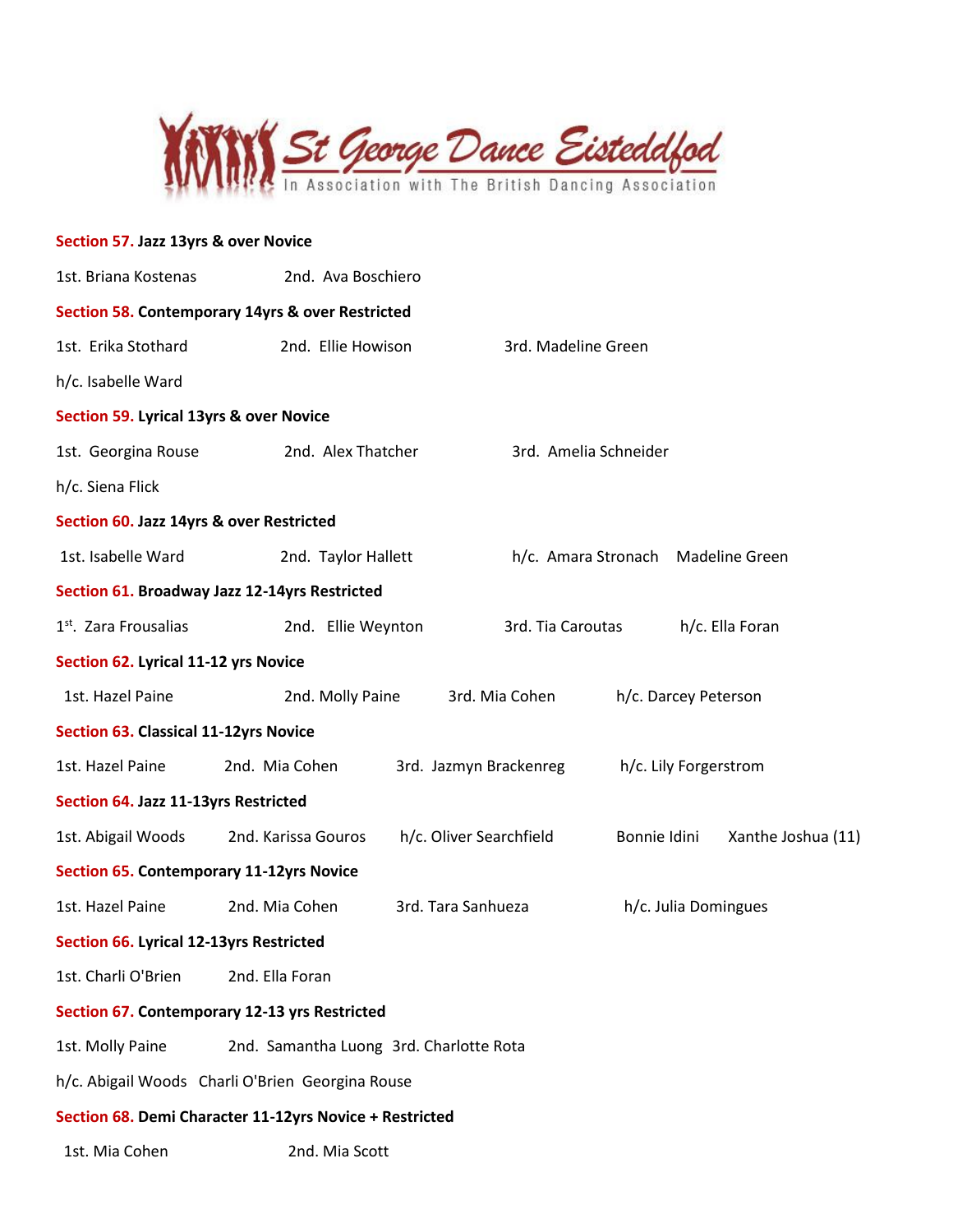**St George Dance Eisteddfod**
In Association with The British Dancing Association

**Section 57. Jazz 13yrs & over Novice**

1st. Briana Kostenas 2nd. Ava Boschiero

**Section 58. Contemporary 14yrs & over Restricted**

1st. Erika Stothard 2nd. Ellie Howison 3rd. Madeline Green

h/c. Isabelle Ward

**Section 59. Lyrical 13yrs & over Novice**

1st. Georgina Rouse 2nd. Alex Thatcher 3rd. Amelia Schneider

h/c. Siena Flick

**Section 60. Jazz 14yrs & over Restricted**

1st. Isabelle Ward 2nd. Taylor Hallett h/c. Amara Stronach Madeline Green

**Section 61. Broadway Jazz 12-14yrs Restricted**

1st. Zara Frousalias 2nd. Ellie Weynton 3rd. Tia Caroutas h/c. Ella Foran

**Section 62. Lyrical 11-12 yrs Novice**

1st. Hazel Paine 2nd. Molly Paine 3rd. Mia Cohen h/c. Darcey Peterson

**Section 63. Classical 11-12yrs Novice**

1st. Hazel Paine 2nd. Mia Cohen 3rd. Jazmyn Brackenreg h/c. Lily Forgerstrom

**Section 64. Jazz 11-13yrs Restricted**

1st. Abigail Woods 2nd. Karissa Gouros h/c. Oliver Searchfield Bonnie Idini Xanthe Joshua (11)

**Section 65. Contemporary 11-12yrs Novice**

1st. Hazel Paine 2nd. Mia Cohen 3rd. Tara Sanhueza h/c. Julia Domingues

**Section 66. Lyrical 12-13yrs Restricted**

1st. Charli O'Brien 2nd. Ella Foran

**Section 67. Contemporary 12-13 yrs Restricted**

1st. Molly Paine 2nd. Samantha Luong 3rd. Charlotte Rota

h/c. Abigail Woods Charli O'Brien Georgina Rouse

**Section 68. Demi Character 11-12yrs Novice + Restricted**

1st. Mia Cohen 2nd. Mia Scott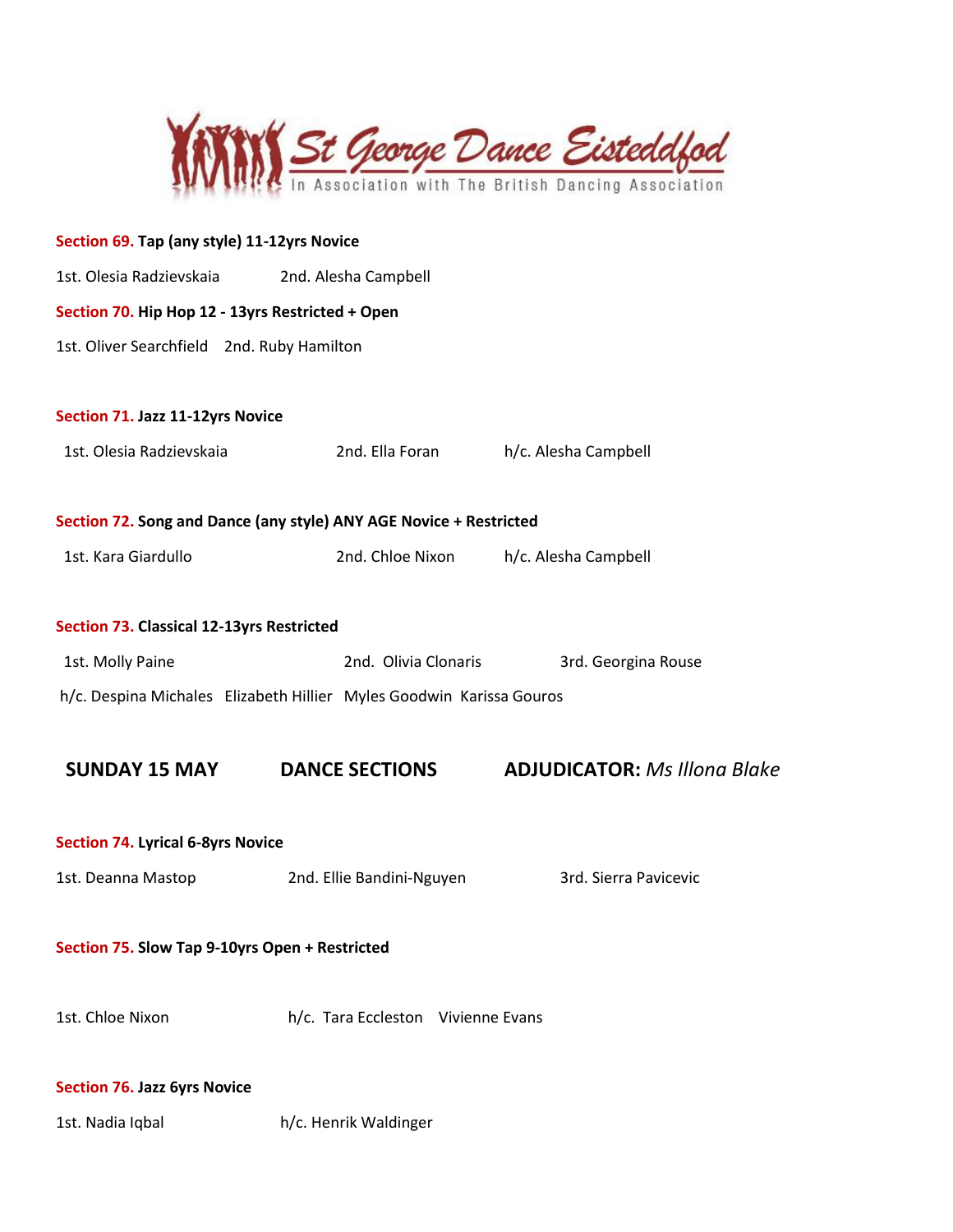**St George Dance Eisteddfod**

In Association with The British Dancing Association

**Section 69. Tap (any style) 11-12yrs Novice**

1st. Olesia Radzievskaia 2nd. Alesha Campbell

**Section 70. Hip Hop 12 - 13yrs Restricted + Open**

1st. Oliver Searchfield 2nd. Ruby Hamilton

**Section 71. Jazz 11-12yrs Novice**

1st. Olesia Radzievskaia 2nd. Ella Foran h/c. Alesha Campbell

**Section 72. Song and Dance (any style) ANY AGE Novice + Restricted**

1st. Kara Giardullo 2nd. Chloe Nixon h/c. Alesha Campbell

**Section 73. Classical 12-13yrs Restricted**

1st. Molly Paine 2nd. Olivia Clonaris 3rd. Georgina Rouse

h/c. Despina Michales Elizabeth Hillier Myles Goodwin Karissa Gouros

## SUNDAY 15 MAY DANCE SECTIONS ADJUDICATOR: *Ms Illona Blake*

**Section 74. Lyrical 6-8yrs Novice**

1st. Deanna Mastop 2nd. Ellie Bandini-Nguyen 3rd. Sierra Pavicevic

**Section 75. Slow Tap 9-10yrs Open + Restricted**

1st. Chloe Nixon h/c. Tara Eccleston Vivienne Evans

**Section 76. Jazz 6yrs Novice**

1st. Nadia Iqbal h/c. Henrik Waldinger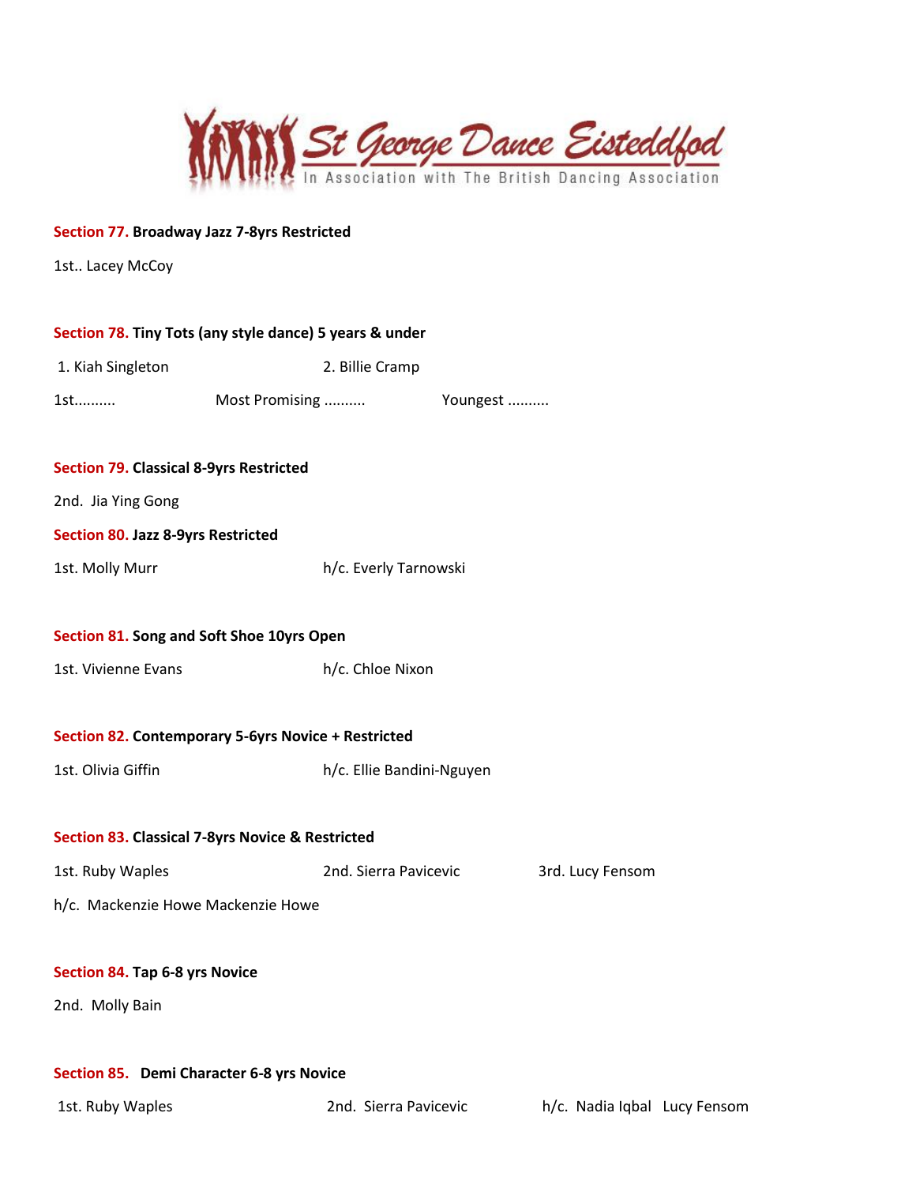**Section 77. Broadway Jazz 7-8yrs Restricted**

1st.. Lacey McCoy

**Section 78. Tiny Tots (any style dance) 5 years & under**

1. Kiah Singleton 2. Billie Cramp

1st.......... Most Promising .......... Youngest ..........

**Section 79. Classical 8-9yrs Restricted**

2nd. Jia Ying Gong

**Section 80. Jazz 8-9yrs Restricted**

1st. Molly Murr h/c. Everly Tarnowski

**Section 81. Song and Soft Shoe 10yrs Open**

1st. Vivienne Evans h/c. Chloe Nixon

**Section 82. Contemporary 5-6yrs Novice + Restricted**

1st. Olivia Giffin h/c. Ellie Bandini-Nguyen

**Section 83. Classical 7-8yrs Novice & Restricted**

1st. Ruby Waples 2nd. Sierra Pavicevic 3rd. Lucy Fensom

h/c. Mackenzie Howe Mackenzie Howe

**Section 84. Tap 6-8 yrs Novice**

2nd. Molly Bain

**Section 85. Demi Character 6-8 yrs Novice**

1st. Ruby Waples 2nd. Sierra Pavicevic h/c. Nadia Iqbal Lucy Fensom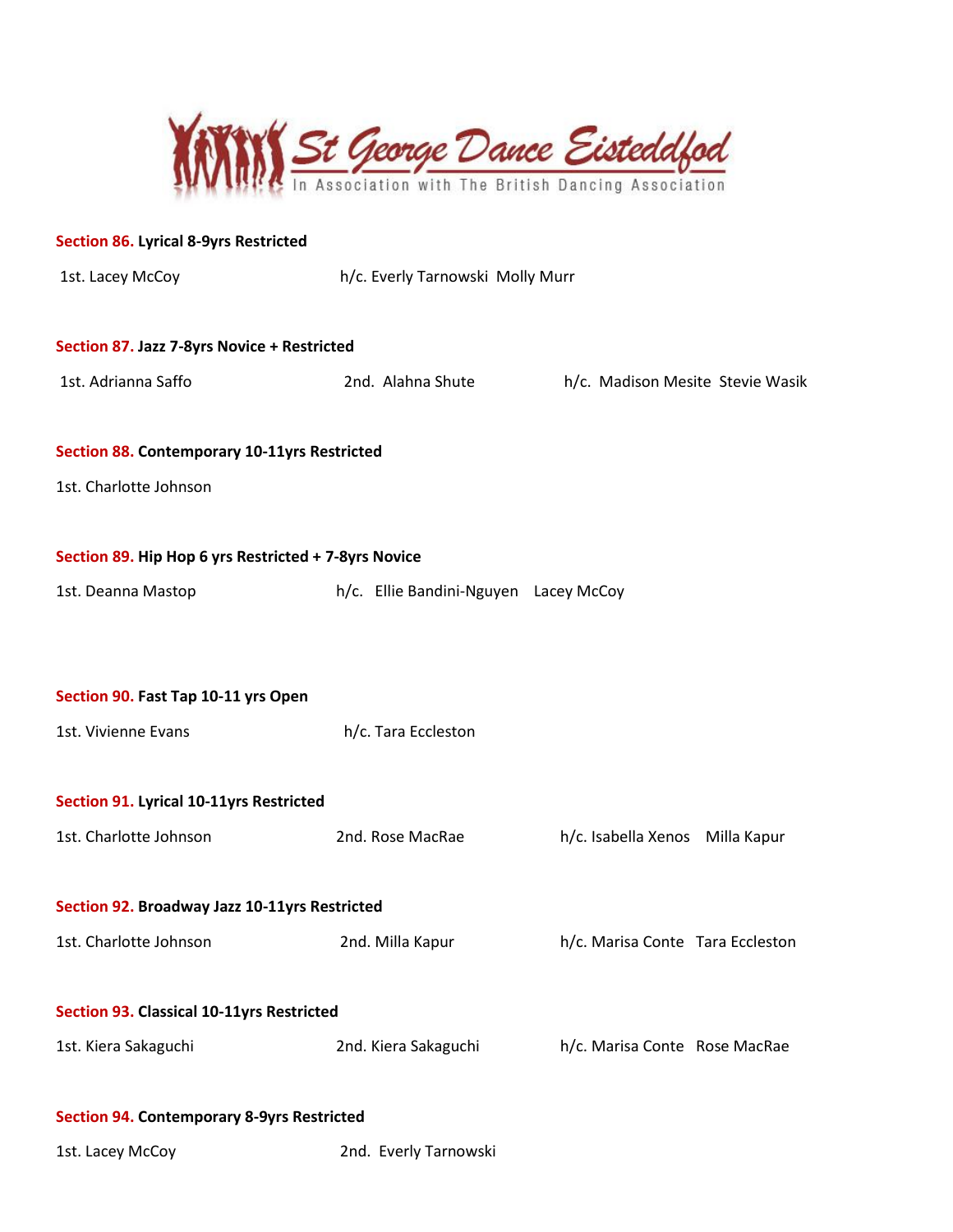St George Dance Eisteddfod
In Association with The British Dancing Association

**Section 86. Lyrical 8-9yrs Restricted**

1st. Lacey McCoy h/c. Everly Tarnowski Molly Murr

**Section 87. Jazz 7-8yrs Novice + Restricted**

1st. Adrianna Saffo 2nd. Alahna Shute h/c. Madison Mesite Stevie Wasik

**Section 88. Contemporary 10-11yrs Restricted**

1st. Charlotte Johnson

**Section 89. Hip Hop 6 yrs Restricted + 7-8yrs Novice**

1st. Deanna Mastop h/c. Ellie Bandini-Nguyen Lacey McCoy

**Section 90. Fast Tap 10-11 yrs Open**

1st. Vivienne Evans h/c. Tara Eccleston

**Section 91. Lyrical 10-11yrs Restricted**

1st. Charlotte Johnson 2nd. Rose MacRae h/c. Isabella Xenos Milla Kapur

**Section 92. Broadway Jazz 10-11yrs Restricted**

1st. Charlotte Johnson 2nd. Milla Kapur h/c. Marisa Conte Tara Eccleston

**Section 93. Classical 10-11yrs Restricted**

1st. Kiera Sakaguchi 2nd. Kiera Sakaguchi h/c. Marisa Conte Rose MacRae

**Section 94. Contemporary 8-9yrs Restricted**

1st. Lacey McCoy 2nd. Everly Tarnowski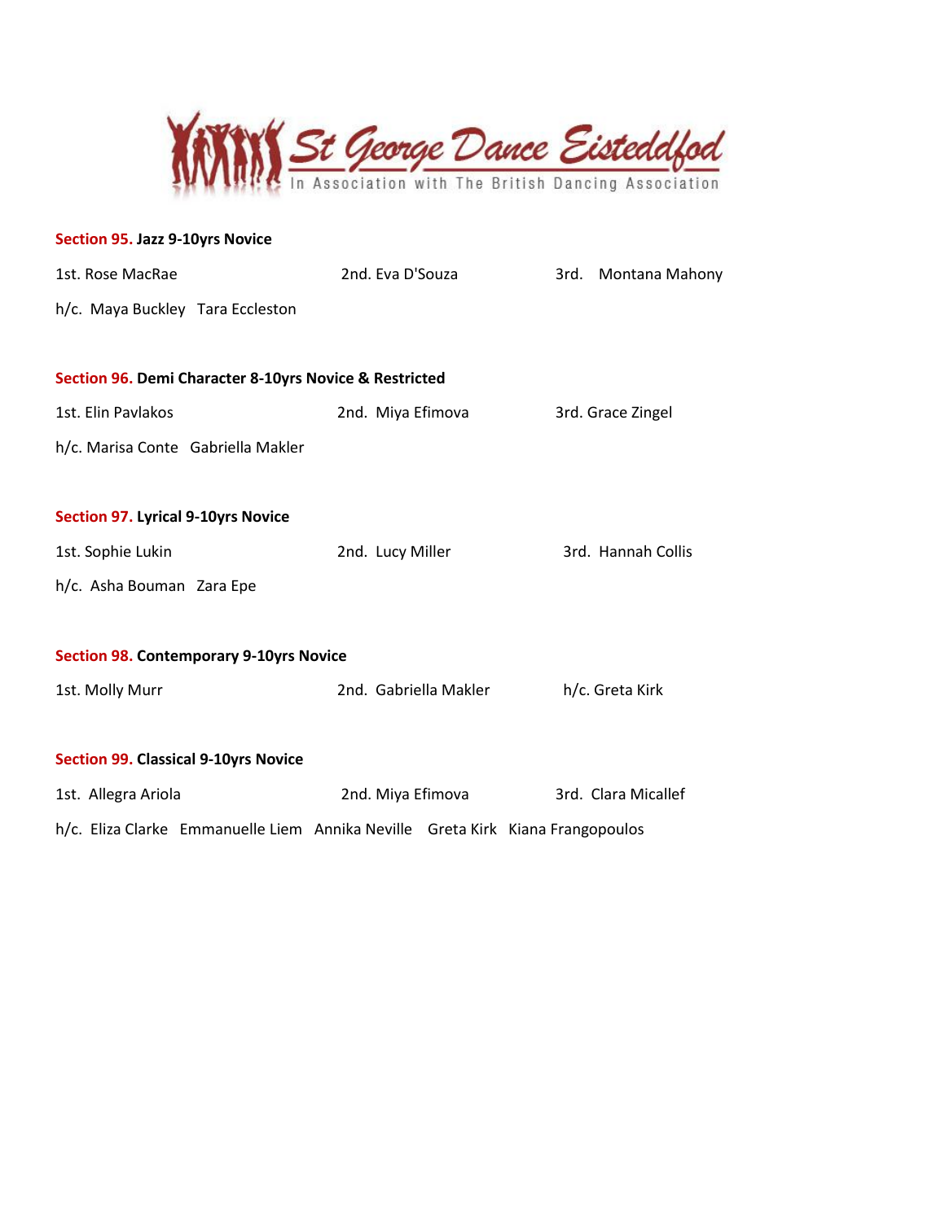St George Dance Eisteddfod

In Association with The British Dancing Association

**Section 95. Jazz 9-10yrs Novice**

1st. Rose MacRae 2nd. Eva D'Souza 3rd. Montana Mahony

h/c. Maya Buckley Tara Eccleston

**Section 96. Demi Character 8-10yrs Novice & Restricted**

1st. Elin Pavlakos 2nd. Miya Efimova 3rd. Grace Zingel

h/c. Marisa Conte Gabriella Makler

**Section 97. Lyrical 9-10yrs Novice**

1st. Sophie Lukin 2nd. Lucy Miller 3rd. Hannah Collis

h/c. Asha Bouman Zara Epe

**Section 98. Contemporary 9-10yrs Novice**

1st. Molly Murr 2nd. Gabriella Makler h/c. Greta Kirk

**Section 99. Classical 9-10yrs Novice**

1st. Allegra Ariola 2nd. Miya Efimova 3rd. Clara Micallef

h/c. Eliza Clarke Emmanuelle Liem Annika Neville Greta Kirk Kiana Frangopoulos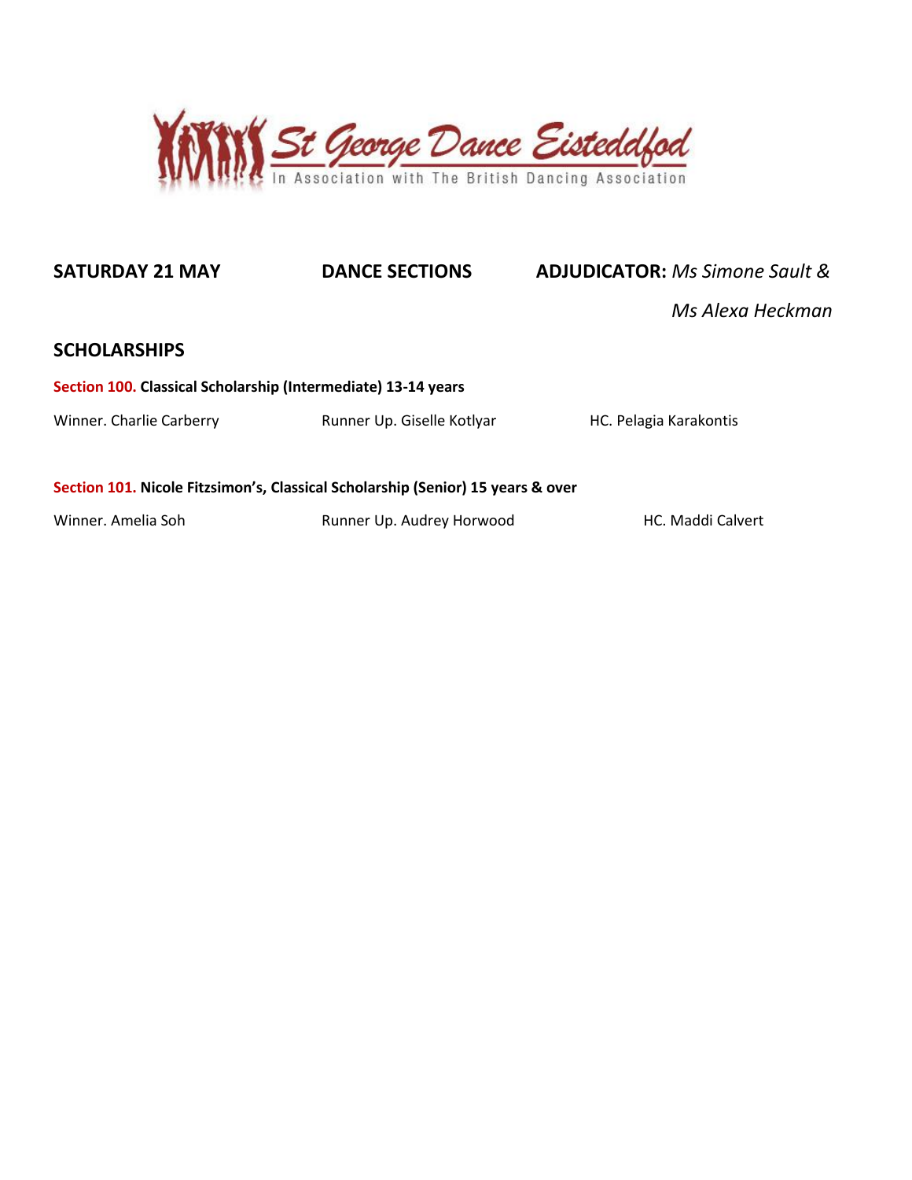St George Dance Eisteddfod
In Association with The British Dancing Association

**SATURDAY 21 MAY** **DANCE SECTIONS** **ADJUDICATOR:** *Ms Simone Sault & Ms Alexa Heckman*

## SCHOLARSHIPS

**Section 100. Classical Scholarship (Intermediate) 13-14 years**

Winner. Charlie Carberry Runner Up. Giselle Kotlyar HC. Pelagia Karakontis

**Section 101. Nicole Fitzsimon's, Classical Scholarship (Senior) 15 years & over**

Winner. Amelia Soh Runner Up. Audrey Horwood HC. Maddi Calvert